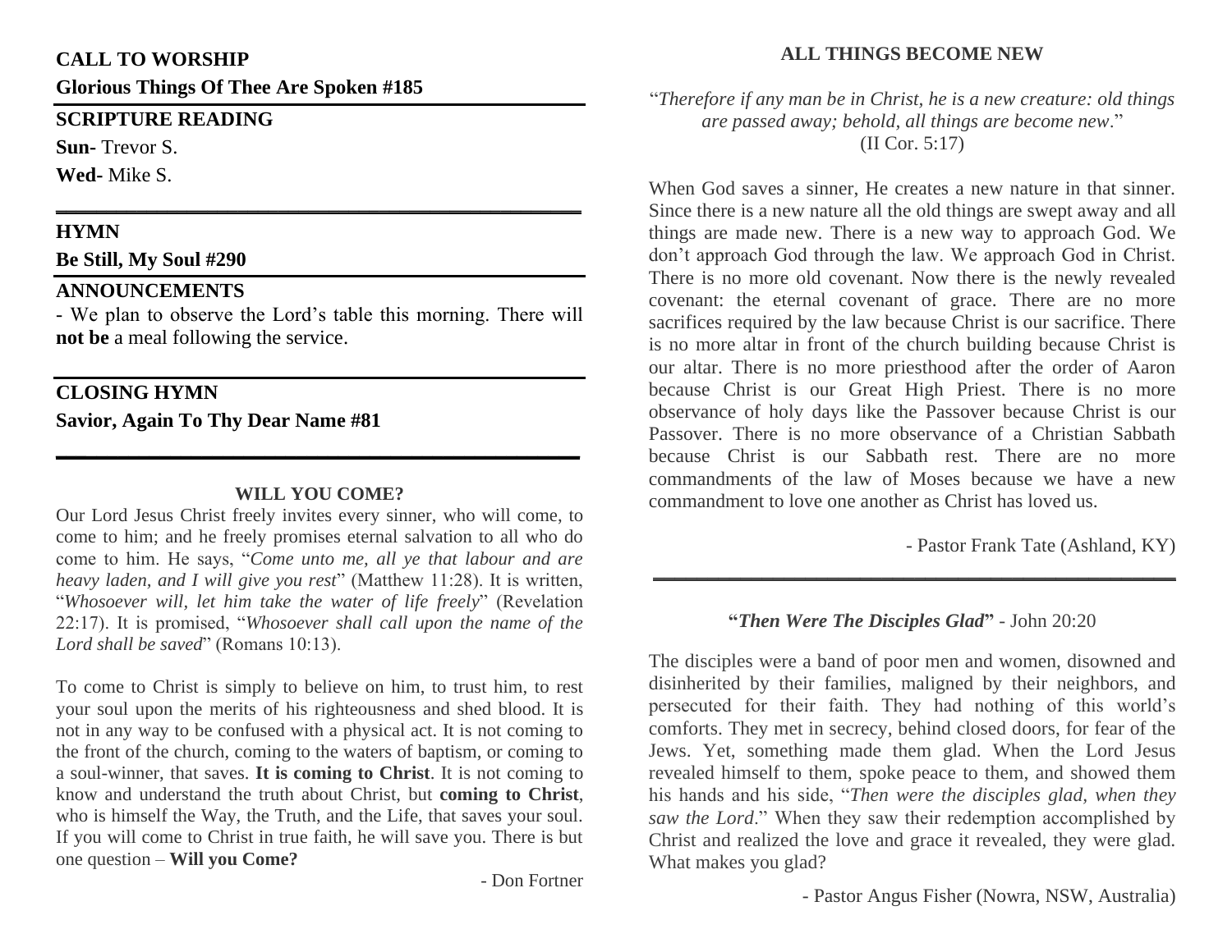**CALL TO WORSHIP**

**Glorious Things Of Thee Are Spoken #185**

---

**SCRIPTURE READING**

**Sun-** Trevor S.

**Wed**- Mike S.

---

**HYMN**

**Be Still, My Soul #290**

---

**ANNOUNCEMENTS**

- We plan to observe the Lord's table this morning. There will **not be** a meal following the service.

---

**CLOSING HYMN**

**Savior, Again To Thy Dear Name #81**

---

## WILL YOU COME?

Our Lord Jesus Christ freely invites every sinner, who will come, to come to him; and he freely promises eternal salvation to all who do come to him. He says, "*Come unto me, all ye that labour and are heavy laden, and I will give you rest*" (Matthew 11:28). It is written, "*Whosoever will, let him take the water of life freely*" (Revelation 22:17). It is promised, "*Whosoever shall call upon the name of the Lord shall be saved*" (Romans 10:13).

To come to Christ is simply to believe on him, to trust him, to rest your soul upon the merits of his righteousness and shed blood. It is not in any way to be confused with a physical act. It is not coming to the front of the church, coming to the waters of baptism, or coming to a soul-winner, that saves. **It is coming to Christ**. It is not coming to know and understand the truth about Christ, but **coming to Christ**, who is himself the Way, the Truth, and the Life, that saves your soul. If you will come to Christ in true faith, he will save you. There is but one question – **Will you Come?**

- Don Fortner

## ALL THINGS BECOME NEW

"*Therefore if any man be in Christ, he is a new creature: old things are passed away; behold, all things are become new*."
(II Cor. 5:17)

When God saves a sinner, He creates a new nature in that sinner. Since there is a new nature all the old things are swept away and all things are made new. There is a new way to approach God. We don't approach God through the law. We approach God in Christ. There is no more old covenant. Now there is the newly revealed covenant: the eternal covenant of grace. There are no more sacrifices required by the law because Christ is our sacrifice. There is no more altar in front of the church building because Christ is our altar. There is no more priesthood after the order of Aaron because Christ is our Great High Priest. There is no more observance of holy days like the Passover because Christ is our Passover. There is no more observance of a Christian Sabbath because Christ is our Sabbath rest. There are no more commandments of the law of Moses because we have a new commandment to love one another as Christ has loved us.

- Pastor Frank Tate (Ashland, KY)

---

## "*Then Were The Disciples Glad*" - John 20:20

The disciples were a band of poor men and women, disowned and disinherited by their families, maligned by their neighbors, and persecuted for their faith. They had nothing of this world's comforts. They met in secrecy, behind closed doors, for fear of the Jews. Yet, something made them glad. When the Lord Jesus revealed himself to them, spoke peace to them, and showed them his hands and his side, "*Then were the disciples glad, when they saw the Lord*." When they saw their redemption accomplished by Christ and realized the love and grace it revealed, they were glad. What makes you glad?

- Pastor Angus Fisher (Nowra, NSW, Australia)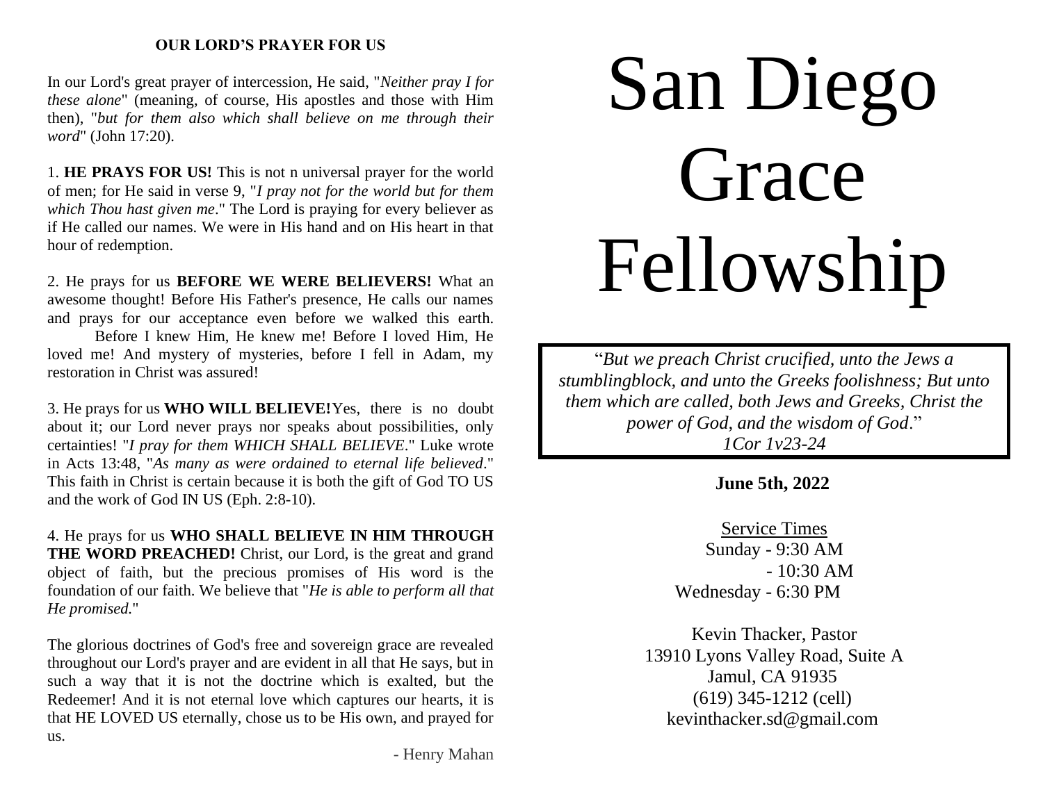## OUR LORD'S PRAYER FOR US

In our Lord's great prayer of intercession, He said, "*Neither pray I for these alone*" (meaning, of course, His apostles and those with Him then), "*but for them also which shall believe on me through their word*" (John 17:20).

1. **HE PRAYS FOR US!** This is not n universal prayer for the world of men; for He said in verse 9, "*I pray not for the world but for them which Thou hast given me*." The Lord is praying for every believer as if He called our names. We were in His hand and on His heart in that hour of redemption.

2. He prays for us **BEFORE WE WERE BELIEVERS!** What an awesome thought! Before His Father's presence, He calls our names and prays for our acceptance even before we walked this earth. Before I knew Him, He knew me! Before I loved Him, He loved me! And mystery of mysteries, before I fell in Adam, my restoration in Christ was assured!

3. He prays for us **WHO WILL BELIEVE!** Yes, there is no doubt about it; our Lord never prays nor speaks about possibilities, only certainties! "*I pray for them WHICH SHALL BELIEVE*." Luke wrote in Acts 13:48, "*As many as were ordained to eternal life believed*." This faith in Christ is certain because it is both the gift of God TO US and the work of God IN US (Eph. 2:8-10).

4. He prays for us **WHO SHALL BELIEVE IN HIM THROUGH THE WORD PREACHED!** Christ, our Lord, is the great and grand object of faith, but the precious promises of His word is the foundation of our faith. We believe that "*He is able to perform all that He promised.*"

The glorious doctrines of God's free and sovereign grace are revealed throughout our Lord's prayer and are evident in all that He says, but in such a way that it is not the doctrine which is exalted, but the Redeemer! And it is not eternal love which captures our hearts, it is that HE LOVED US eternally, chose us to be His own, and prayed for us.

- Henry Mahan

# San Diego Grace Fellowship

"*But we preach Christ crucified, unto the Jews a stumblingblock, and unto the Greeks foolishness; But unto them which are called, both Jews and Greeks, Christ the power of God, and the wisdom of God*."
*1Cor 1v23-24*

**June 5th, 2022**

Service Times
Sunday - 9:30 AM
- 10:30 AM
Wednesday - 6:30 PM

Kevin Thacker, Pastor
13910 Lyons Valley Road, Suite A
Jamul, CA 91935
(619) 345-1212 (cell)
kevinthacker.sd@gmail.com